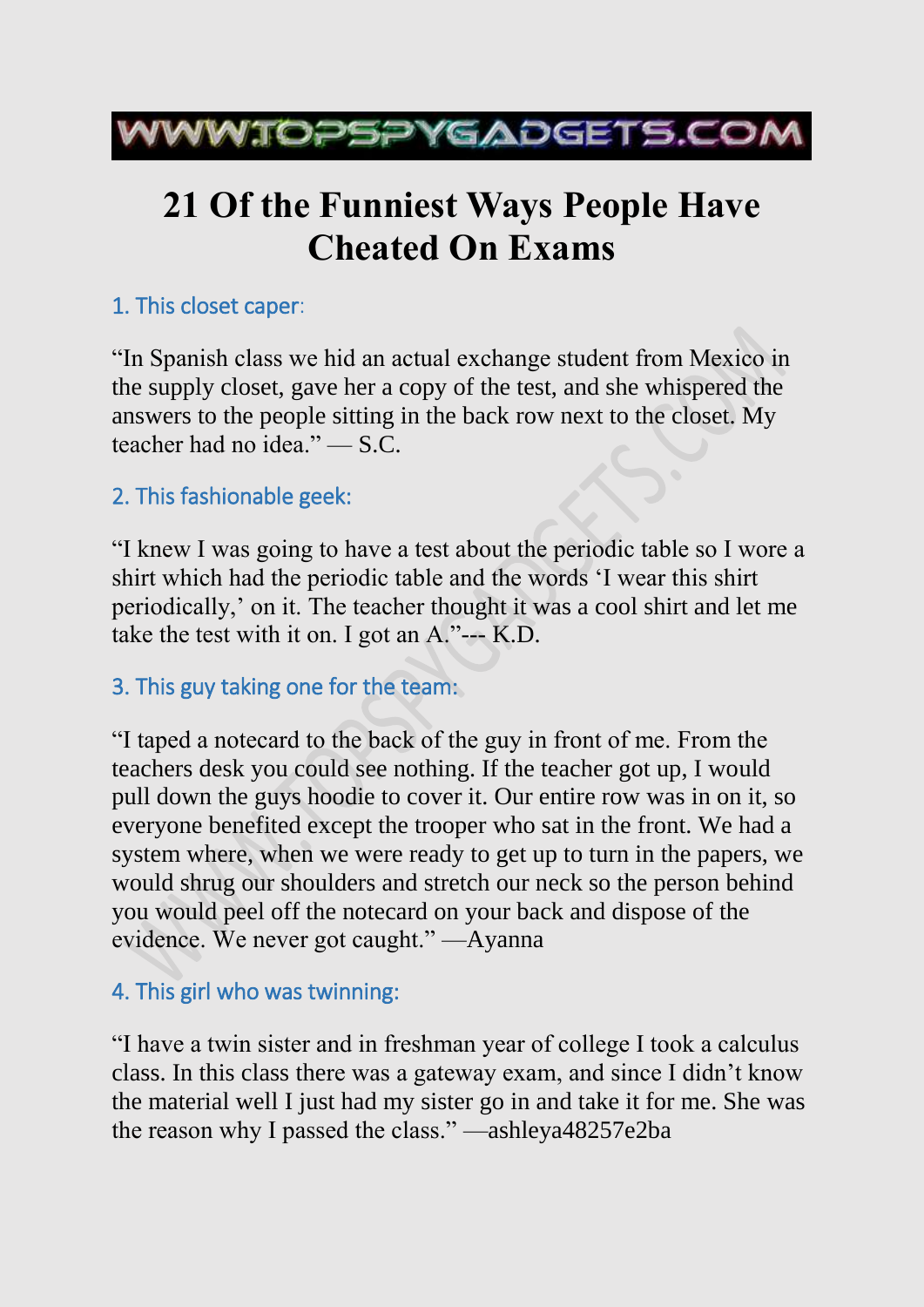WWW.TOPSPYGADGETS.COM

# 21 Of the Funniest Ways People Have Cheated On Exams

## 1. This closet caper:

“In Spanish class we hid an actual exchange student from Mexico in the supply closet, gave her a copy of the test, and she whispered the answers to the people sitting in the back row next to the closet. My teacher had no idea.” — S.C.

## 2. This fashionable geek:

“I knew I was going to have a test about the periodic table so I wore a shirt which had the periodic table and the words ‘I wear this shirt periodically,’ on it. The teacher thought it was a cool shirt and let me take the test with it on. I got an A.”--- K.D.

## 3. This guy taking one for the team:

“I taped a notecard to the back of the guy in front of me. From the teachers desk you could see nothing. If the teacher got up, I would pull down the guys hoodie to cover it. Our entire row was in on it, so everyone benefited except the trooper who sat in the front. We had a system where, when we were ready to get up to turn in the papers, we would shrug our shoulders and stretch our neck so the person behind you would peel off the notecard on your back and dispose of the evidence. We never got caught.” —Ayanna

## 4. This girl who was twinning:

“I have a twin sister and in freshman year of college I took a calculus class. In this class there was a gateway exam, and since I didn’t know the material well I just had my sister go in and take it for me. She was the reason why I passed the class.” —ashleya48257e2ba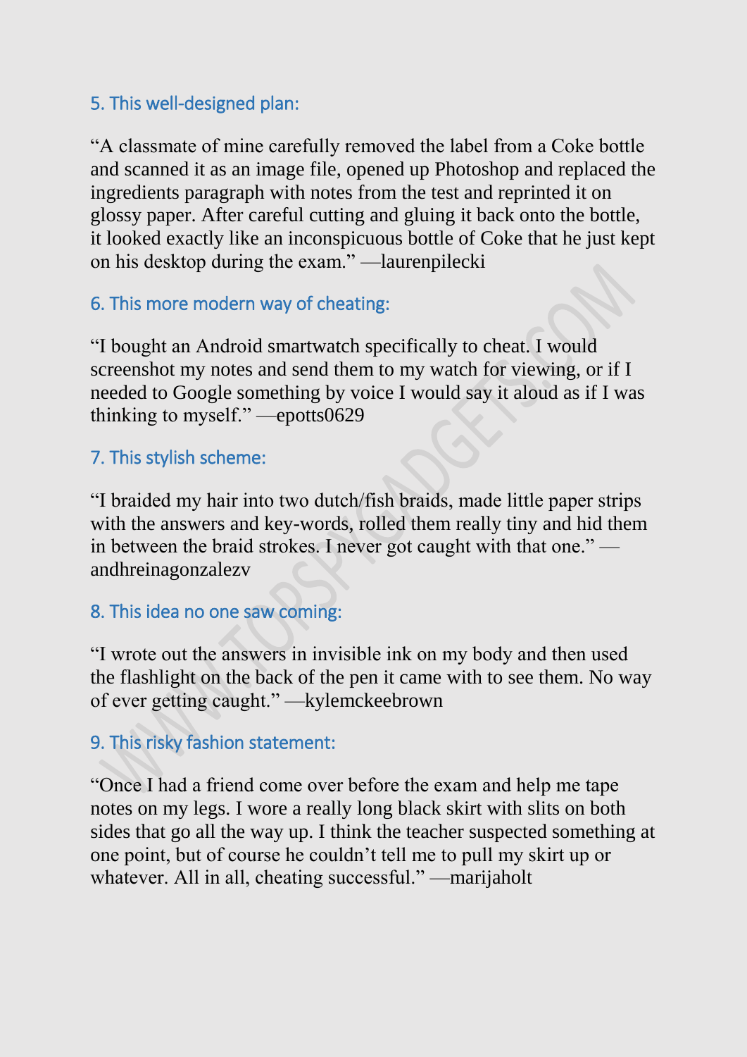## 5. This well-designed plan:

"A classmate of mine carefully removed the label from a Coke bottle and scanned it as an image file, opened up Photoshop and replaced the ingredients paragraph with notes from the test and reprinted it on glossy paper. After careful cutting and gluing it back onto the bottle, it looked exactly like an inconspicuous bottle of Coke that he just kept on his desktop during the exam." —laurenpilecki

## 6. This more modern way of cheating:

"I bought an Android smartwatch specifically to cheat. I would screenshot my notes and send them to my watch for viewing, or if I needed to Google something by voice I would say it aloud as if I was thinking to myself." —epotts0629

## 7. This stylish scheme:

"I braided my hair into two dutch/fish braids, made little paper strips with the answers and key-words, rolled them really tiny and hid them in between the braid strokes. I never got caught with that one." —andhreinagonzalezv

## 8. This idea no one saw coming:

"I wrote out the answers in invisible ink on my body and then used the flashlight on the back of the pen it came with to see them. No way of ever getting caught." —kylemckeebrown

## 9. This risky fashion statement:

"Once I had a friend come over before the exam and help me tape notes on my legs. I wore a really long black skirt with slits on both sides that go all the way up. I think the teacher suspected something at one point, but of course he couldn't tell me to pull my skirt up or whatever. All in all, cheating successful." —marijaholt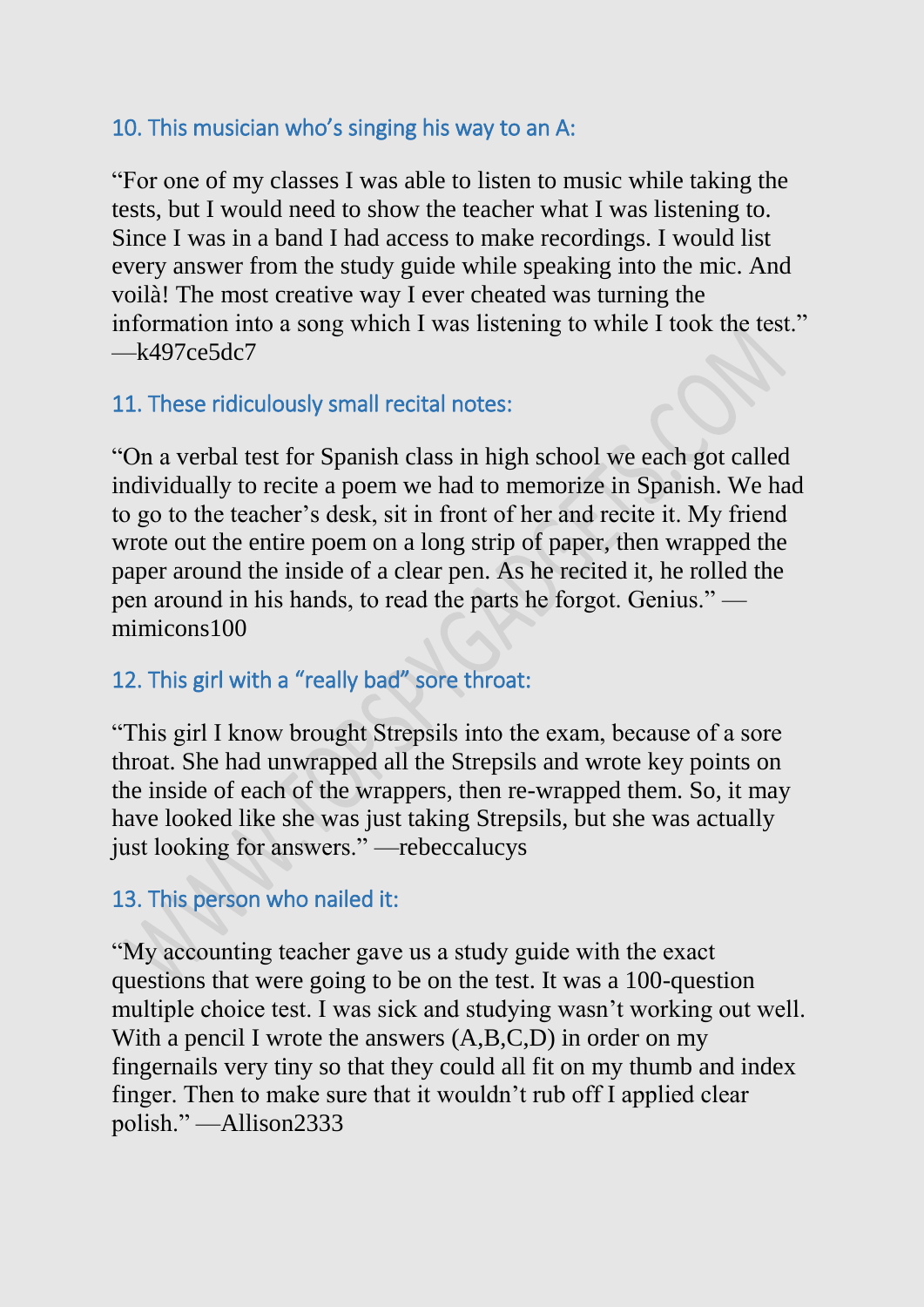### 10. This musician who's singing his way to an A:

"For one of my classes I was able to listen to music while taking the tests, but I would need to show the teacher what I was listening to. Since I was in a band I had access to make recordings. I would list every answer from the study guide while speaking into the mic. And voilà! The most creative way I ever cheated was turning the information into a song which I was listening to while I took the test." —k497ce5dc7

### 11. These ridiculously small recital notes:

"On a verbal test for Spanish class in high school we each got called individually to recite a poem we had to memorize in Spanish. We had to go to the teacher's desk, sit in front of her and recite it. My friend wrote out the entire poem on a long strip of paper, then wrapped the paper around the inside of a clear pen. As he recited it, he rolled the pen around in his hands, to read the parts he forgot. Genius." —mimicons100

### 12. This girl with a "really bad" sore throat:

"This girl I know brought Strepsils into the exam, because of a sore throat. She had unwrapped all the Strepsils and wrote key points on the inside of each of the wrappers, then re-wrapped them. So, it may have looked like she was just taking Strepsils, but she was actually just looking for answers." —rebeccalucys

### 13. This person who nailed it:

"My accounting teacher gave us a study guide with the exact questions that were going to be on the test. It was a 100-question multiple choice test. I was sick and studying wasn't working out well. With a pencil I wrote the answers (A,B,C,D) in order on my fingernails very tiny so that they could all fit on my thumb and index finger. Then to make sure that it wouldn't rub off I applied clear polish." —Allison2333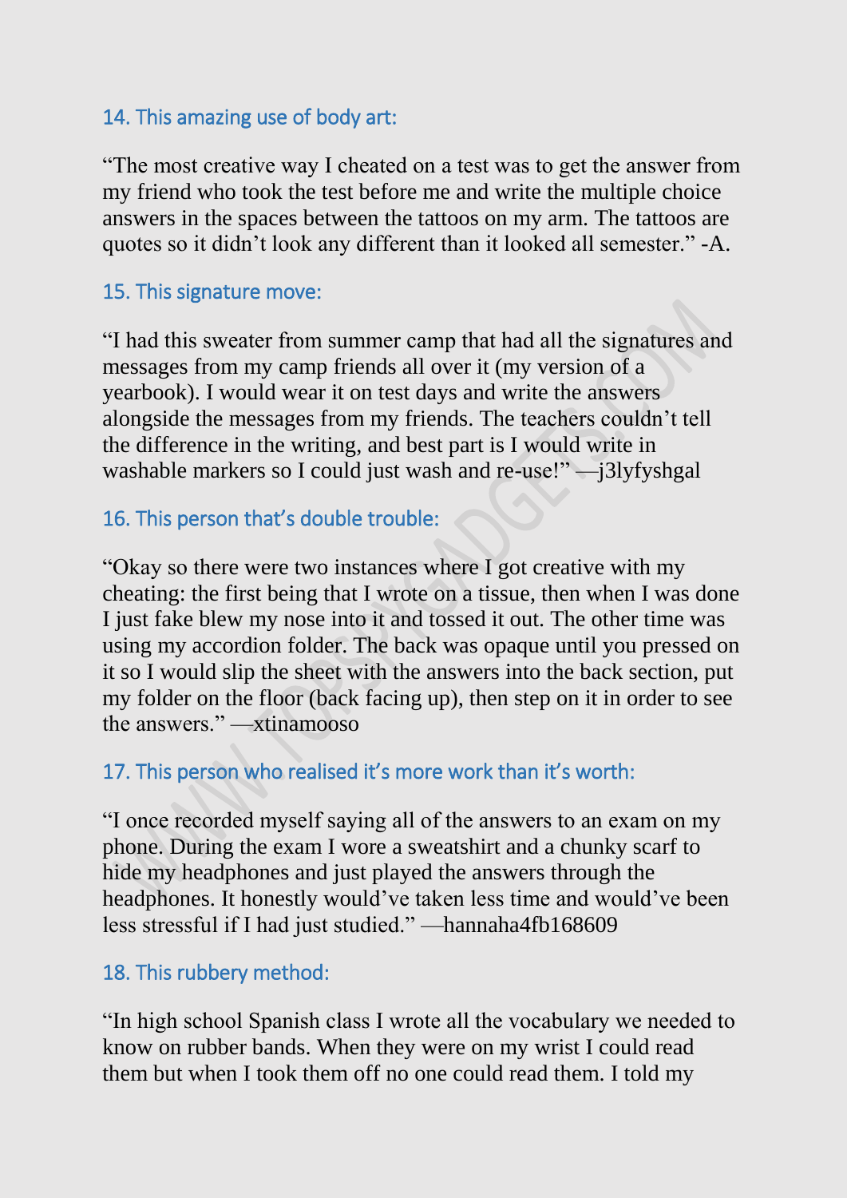### 14. This amazing use of body art:

"The most creative way I cheated on a test was to get the answer from my friend who took the test before me and write the multiple choice answers in the spaces between the tattoos on my arm. The tattoos are quotes so it didn't look any different than it looked all semester." -A.

### 15. This signature move:

"I had this sweater from summer camp that had all the signatures and messages from my camp friends all over it (my version of a yearbook). I would wear it on test days and write the answers alongside the messages from my friends. The teachers couldn't tell the difference in the writing, and best part is I would write in washable markers so I could just wash and re-use!" —j3lyfyshgal

### 16. This person that's double trouble:

"Okay so there were two instances where I got creative with my cheating: the first being that I wrote on a tissue, then when I was done I just fake blew my nose into it and tossed it out. The other time was using my accordion folder. The back was opaque until you pressed on it so I would slip the sheet with the answers into the back section, put my folder on the floor (back facing up), then step on it in order to see the answers." —xtinamooso

### 17. This person who realised it's more work than it's worth:

"I once recorded myself saying all of the answers to an exam on my phone. During the exam I wore a sweatshirt and a chunky scarf to hide my headphones and just played the answers through the headphones. It honestly would've taken less time and would've been less stressful if I had just studied." —hannaha4fb168609

### 18. This rubbery method:

"In high school Spanish class I wrote all the vocabulary we needed to know on rubber bands. When they were on my wrist I could read them but when I took them off no one could read them. I told my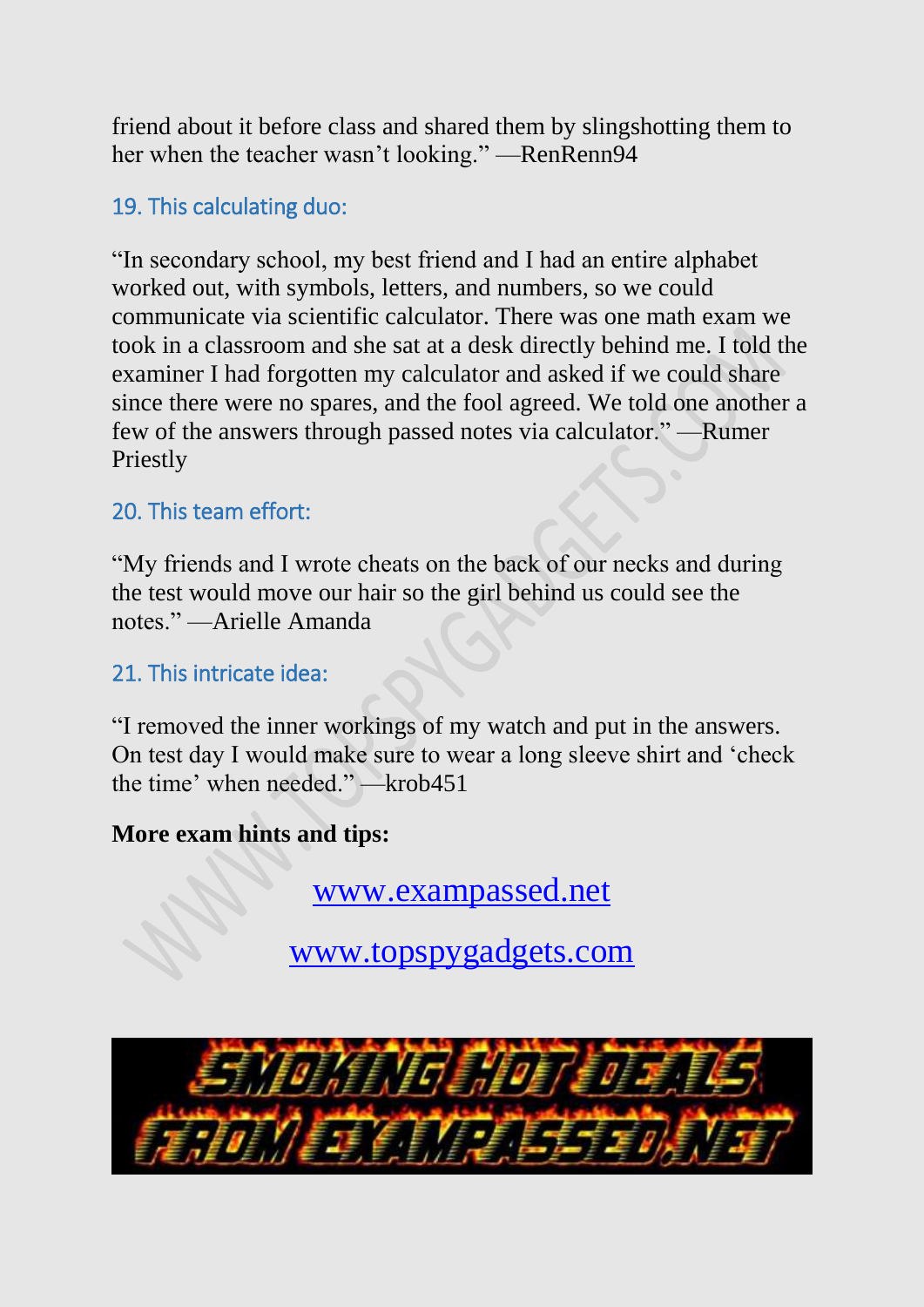friend about it before class and shared them by slingshotting them to her when the teacher wasn't looking." —RenRenn94

## 19. This calculating duo:

"In secondary school, my best friend and I had an entire alphabet worked out, with symbols, letters, and numbers, so we could communicate via scientific calculator. There was one math exam we took in a classroom and she sat at a desk directly behind me. I told the examiner I had forgotten my calculator and asked if we could share since there were no spares, and the fool agreed. We told one another a few of the answers through passed notes via calculator." —Rumer Priestly

## 20. This team effort:

"My friends and I wrote cheats on the back of our necks and during the test would move our hair so the girl behind us could see the notes." —Arielle Amanda

## 21. This intricate idea:

"I removed the inner workings of my watch and put in the answers. On test day I would make sure to wear a long sleeve shirt and 'check the time' when needed." —krob451

**More exam hints and tips:**

www.exampassed.net

www.topspygadgets.com

SMOKING HOT DEALS FROM EXAMPASSED.NET